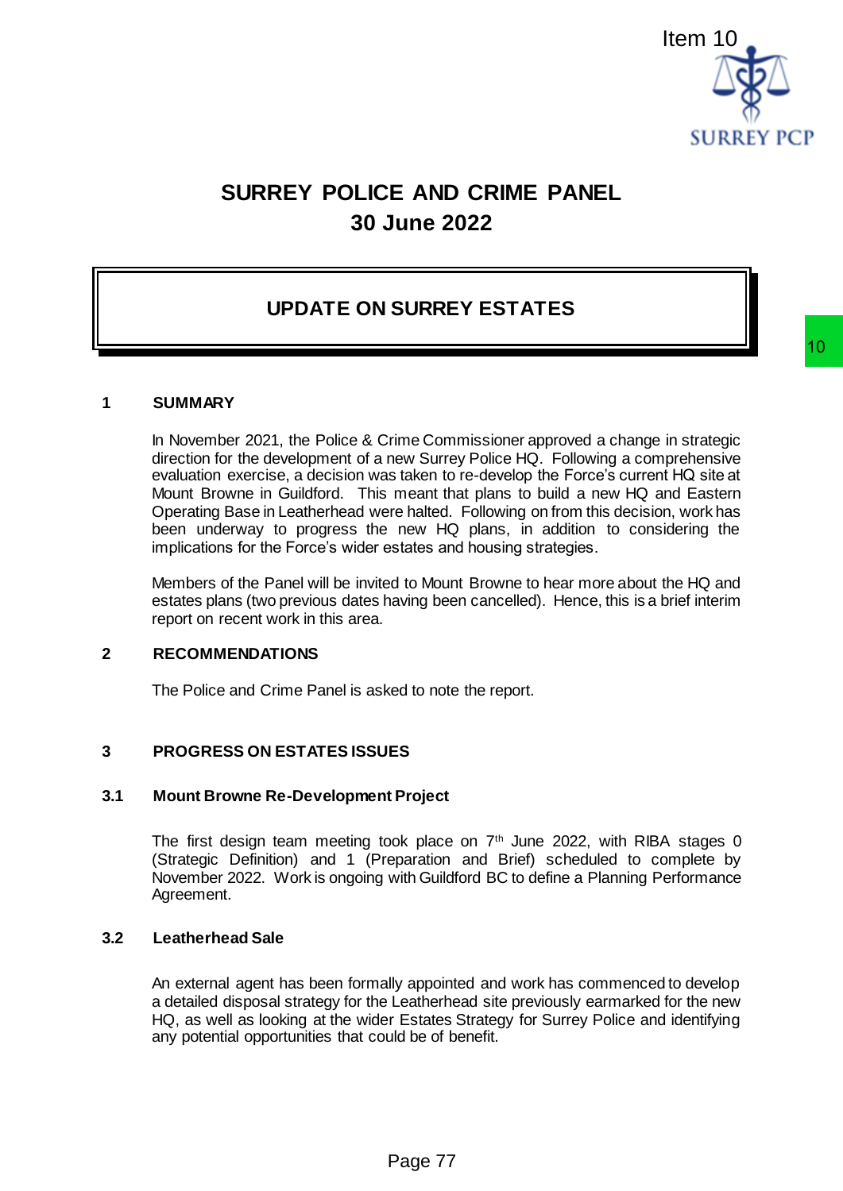Item 10

# SURREY POLICE AND CRIME PANEL
# 30 June 2022

## UPDATE ON SURREY ESTATES

## 1 SUMMARY

In November 2021, the Police & Crime Commissioner approved a change in strategic direction for the development of a new Surrey Police HQ. Following a comprehensive evaluation exercise, a decision was taken to re-develop the Force's current HQ site at Mount Browne in Guildford. This meant that plans to build a new HQ and Eastern Operating Base in Leatherhead were halted. Following on from this decision, work has been underway to progress the new HQ plans, in addition to considering the implications for the Force's wider estates and housing strategies.

Members of the Panel will be invited to Mount Browne to hear more about the HQ and estates plans (two previous dates having been cancelled). Hence, this is a brief interim report on recent work in this area.

## 2 RECOMMENDATIONS

The Police and Crime Panel is asked to note the report.

## 3 PROGRESS ON ESTATES ISSUES

### 3.1 Mount Browne Re-Development Project

The first design team meeting took place on 7th June 2022, with RIBA stages 0 (Strategic Definition) and 1 (Preparation and Brief) scheduled to complete by November 2022. Work is ongoing with Guildford BC to define a Planning Performance Agreement.

### 3.2 Leatherhead Sale

An external agent has been formally appointed and work has commenced to develop a detailed disposal strategy for the Leatherhead site previously earmarked for the new HQ, as well as looking at the wider Estates Strategy for Surrey Police and identifying any potential opportunities that could be of benefit.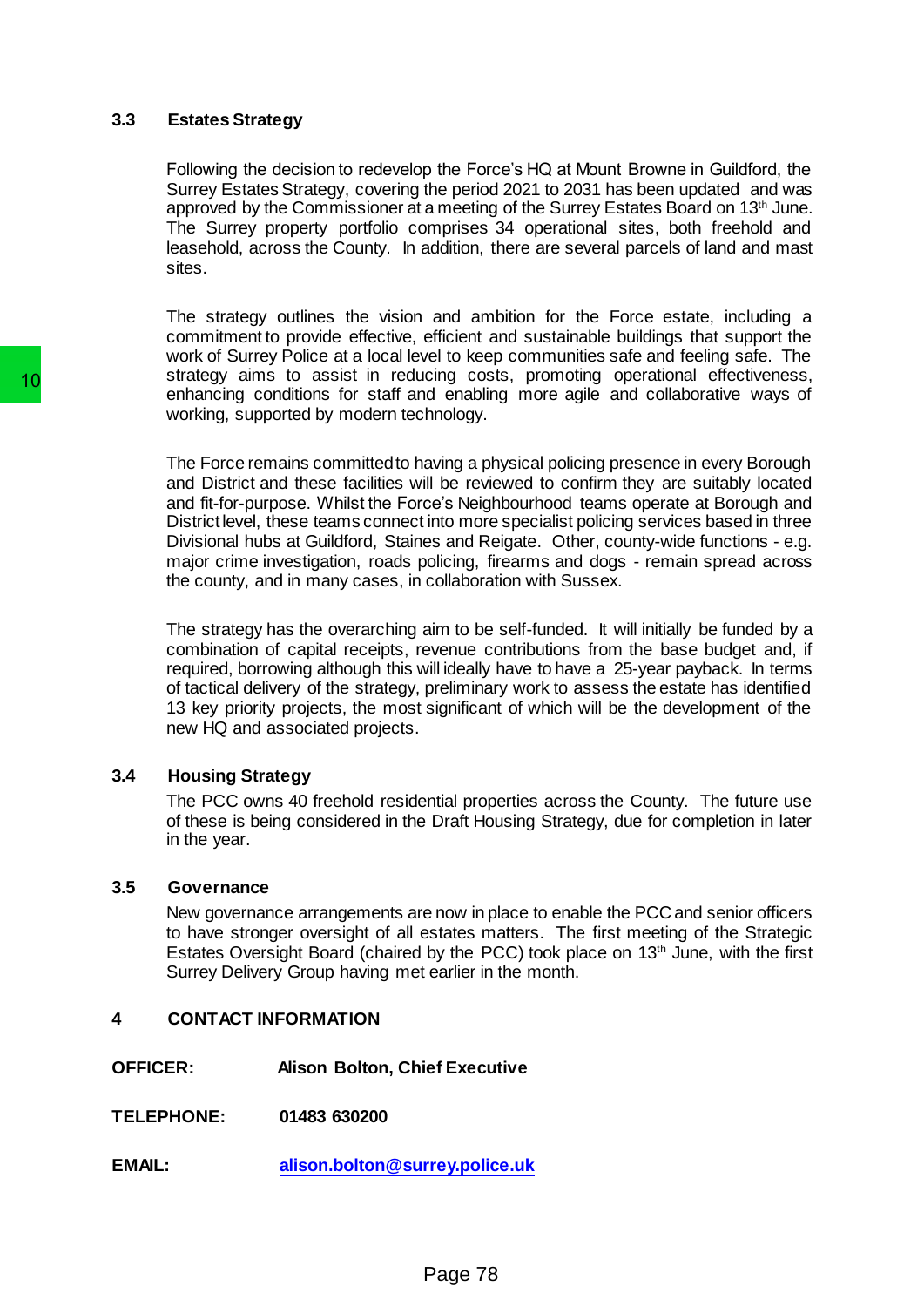### 3.3 Estates Strategy

Following the decision to redevelop the Force's HQ at Mount Browne in Guildford, the Surrey Estates Strategy, covering the period 2021 to 2031 has been updated and was approved by the Commissioner at a meeting of the Surrey Estates Board on 13th June. The Surrey property portfolio comprises 34 operational sites, both freehold and leasehold, across the County. In addition, there are several parcels of land and mast sites.

The strategy outlines the vision and ambition for the Force estate, including a commitment to provide effective, efficient and sustainable buildings that support the work of Surrey Police at a local level to keep communities safe and feeling safe. The strategy aims to assist in reducing costs, promoting operational effectiveness, enhancing conditions for staff and enabling more agile and collaborative ways of working, supported by modern technology.

The Force remains committed to having a physical policing presence in every Borough and District and these facilities will be reviewed to confirm they are suitably located and fit-for-purpose. Whilst the Force's Neighbourhood teams operate at Borough and District level, these teams connect into more specialist policing services based in three Divisional hubs at Guildford, Staines and Reigate. Other, county-wide functions - e.g. major crime investigation, roads policing, firearms and dogs - remain spread across the county, and in many cases, in collaboration with Sussex.

The strategy has the overarching aim to be self-funded. It will initially be funded by a combination of capital receipts, revenue contributions from the base budget and, if required, borrowing although this will ideally have to have a 25-year payback. In terms of tactical delivery of the strategy, preliminary work to assess the estate has identified 13 key priority projects, the most significant of which will be the development of the new HQ and associated projects.

### 3.4 Housing Strategy

The PCC owns 40 freehold residential properties across the County. The future use of these is being considered in the Draft Housing Strategy, due for completion in later in the year.

### 3.5 Governance

New governance arrangements are now in place to enable the PCC and senior officers to have stronger oversight of all estates matters. The first meeting of the Strategic Estates Oversight Board (chaired by the PCC) took place on 13th June, with the first Surrey Delivery Group having met earlier in the month.

## 4 CONTACT INFORMATION

**OFFICER:** **Alison Bolton, Chief Executive**

**TELEPHONE:** **01483 630200**

**EMAIL:** **alison.bolton@surrey.police.uk**